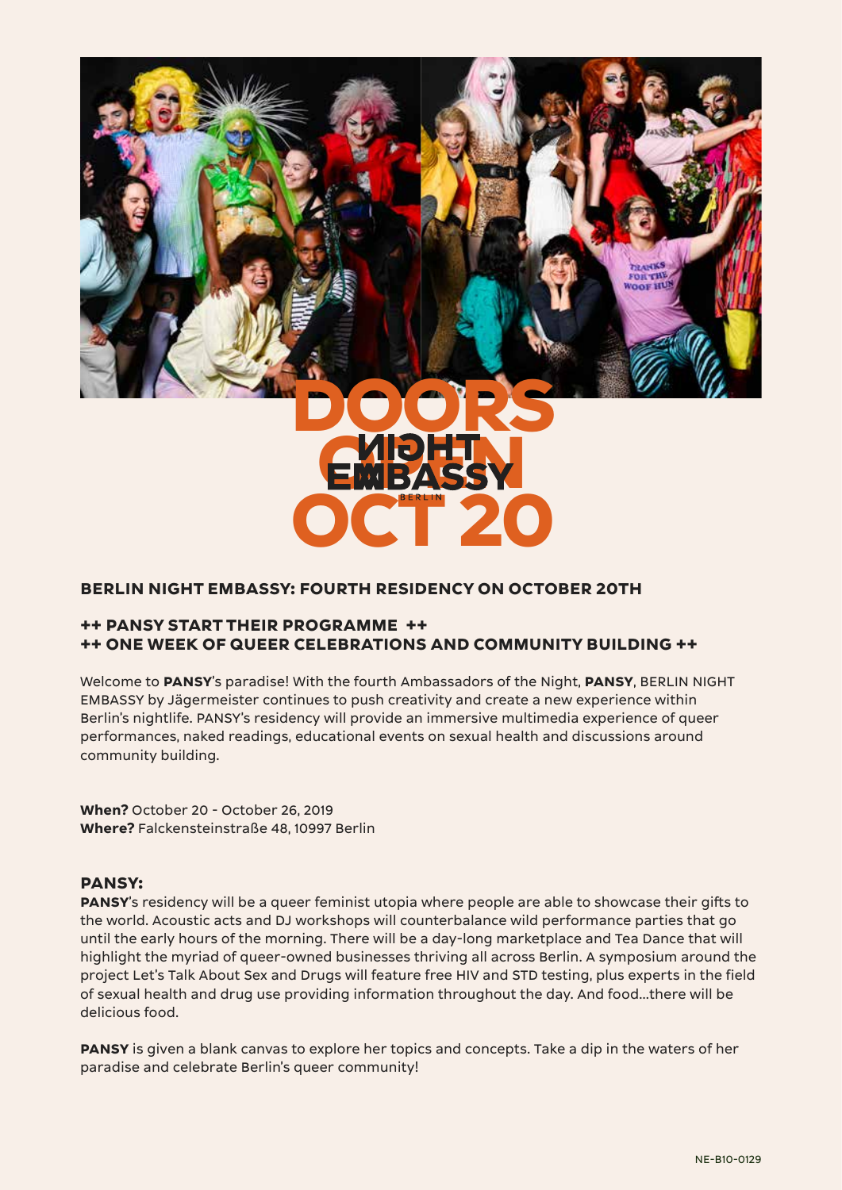DOORS OPEN OCT 20

NIGHT EMBASSY BERLIN

## BERLIN NIGHT EMBASSY: FOURTH RESIDENCY ON OCTOBER 20TH

### ++ PANSY START THEIR PROGRAMME ++
### ++ ONE WEEK OF QUEER CELEBRATIONS AND COMMUNITY BUILDING ++

Welcome to **PANSY**'s paradise! With the fourth Ambassadors of the Night, **PANSY**, BERLIN NIGHT EMBASSY by Jägermeister continues to push creativity and create a new experience within Berlin's nightlife. PANSY's residency will provide an immersive multimedia experience of queer performances, naked readings, educational events on sexual health and discussions around community building.

**When?** October 20 - October 26, 2019
**Where?** Falckensteinstraße 48, 10997 Berlin

### PANSY:

**PANSY**'s residency will be a queer feminist utopia where people are able to showcase their gifts to the world. Acoustic acts and DJ workshops will counterbalance wild performance parties that go until the early hours of the morning. There will be a day-long marketplace and Tea Dance that will highlight the myriad of queer-owned businesses thriving all across Berlin. A symposium around the project Let's Talk About Sex and Drugs will feature free HIV and STD testing, plus experts in the field of sexual health and drug use providing information throughout the day. And food...there will be delicious food.

**PANSY** is given a blank canvas to explore her topics and concepts. Take a dip in the waters of her paradise and celebrate Berlin's queer community!

NE-B10-0129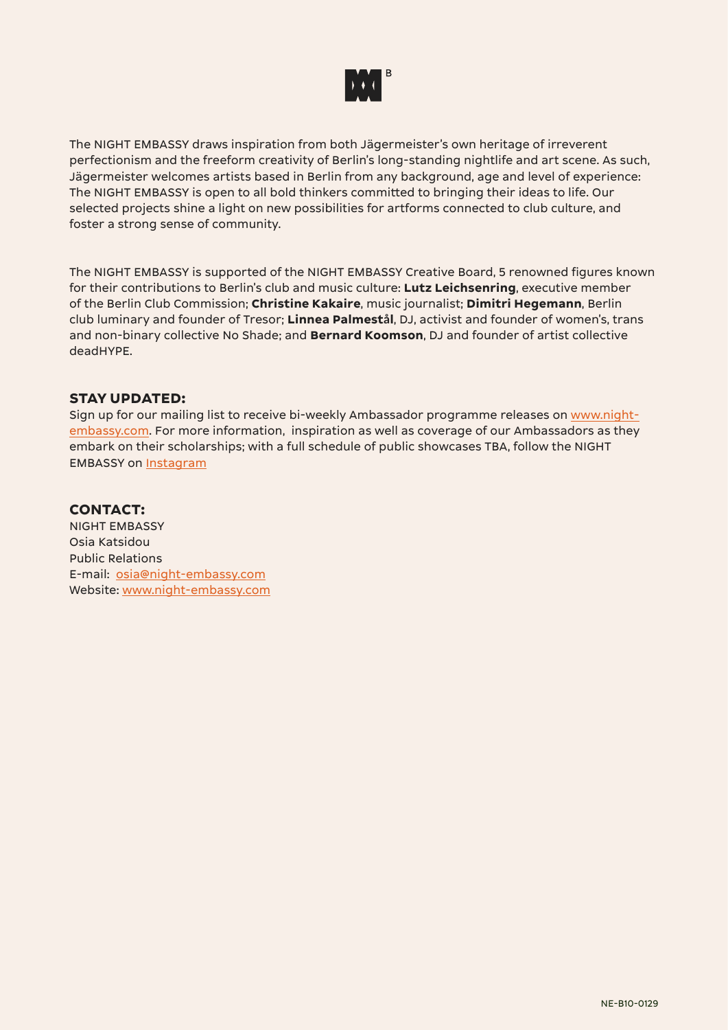The NIGHT EMBASSY draws inspiration from both Jägermeister's own heritage of irreverent perfectionism and the freeform creativity of Berlin's long-standing nightlife and art scene. As such, Jägermeister welcomes artists based in Berlin from any background, age and level of experience: The NIGHT EMBASSY is open to all bold thinkers committed to bringing their ideas to life. Our selected projects shine a light on new possibilities for artforms connected to club culture, and foster a strong sense of community.

The NIGHT EMBASSY is supported of the NIGHT EMBASSY Creative Board, 5 renowned figures known for their contributions to Berlin's club and music culture: **Lutz Leichsenring**, executive member of the Berlin Club Commission; **Christine Kakaire**, music journalist; **Dimitri Hegemann**, Berlin club luminary and founder of Tresor; **Linnea Palmestål**, DJ, activist and founder of women's, trans and non-binary collective No Shade; and **Bernard Koomson**, DJ and founder of artist collective deadHYPE.

## STAY UPDATED:

Sign up for our mailing list to receive bi-weekly Ambassador programme releases on www.night-embassy.com. For more information, inspiration as well as coverage of our Ambassadors as they embark on their scholarships; with a full schedule of public showcases TBA, follow the NIGHT EMBASSY on Instagram

## CONTACT:

NIGHT EMBASSY
Osia Katsidou
Public Relations
E-mail: osia@night-embassy.com
Website: www.night-embassy.com

NE-B10-0129